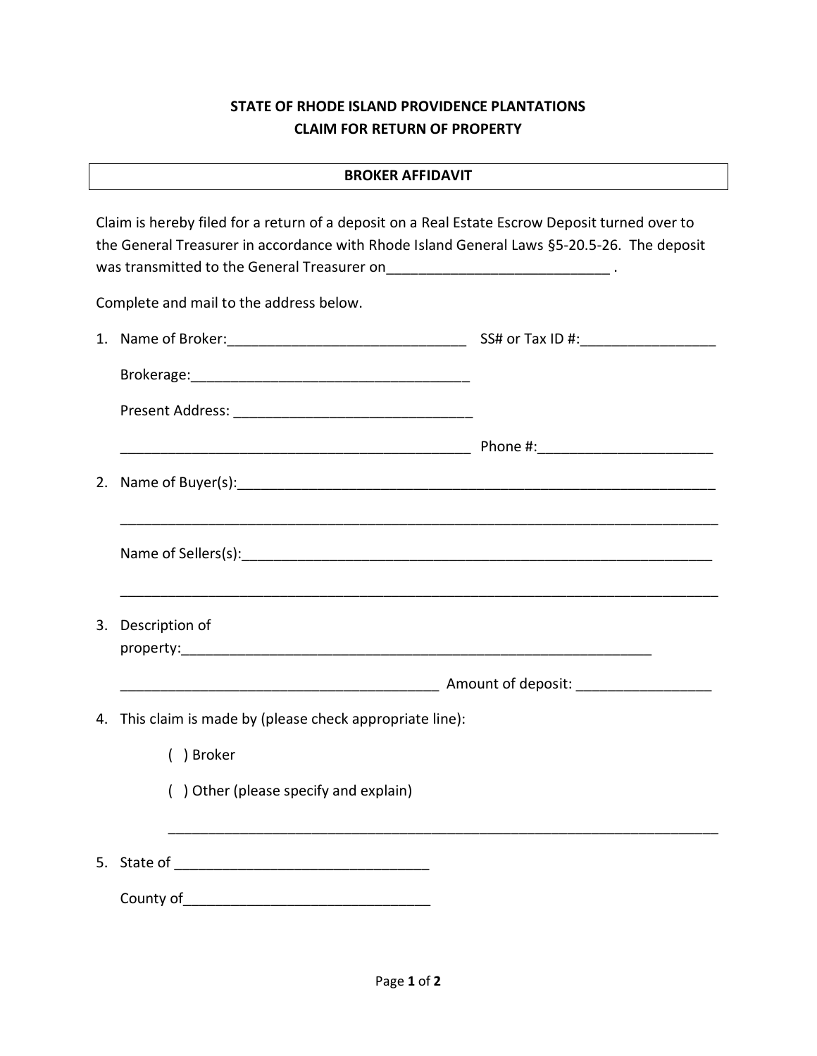**STATE OF RHODE ISLAND PROVIDENCE PLANTATIONS**
**CLAIM FOR RETURN OF PROPERTY**

| **BROKER AFFIDAVIT** |
|---|

Claim is hereby filed for a return of a deposit on a Real Estate Escrow Deposit turned over to the General Treasurer in accordance with Rhode Island General Laws §5-20.5-26. The deposit was transmitted to the General Treasurer on____________________________ .

Complete and mail to the address below.

1. Name of Broker:______________________________ SS# or Tax ID #:_________________

   Brokerage:___________________________________

   Present Address: ______________________________

   ____________________________________________ Phone #:______________________

2. Name of Buyer(s):______________________________________________________________

   ___________________________________________________________________________

   Name of Sellers(s):_____________________________________________________________

   ___________________________________________________________________________

3. Description of property:________________________________________________________

   ________________________________________ Amount of deposit: _________________

4. This claim is made by (please check appropriate line):

   ( ) Broker

   ( ) Other (please specify and explain)

   ______________________________________________________________________

5. State of ________________________________

   County of_______________________________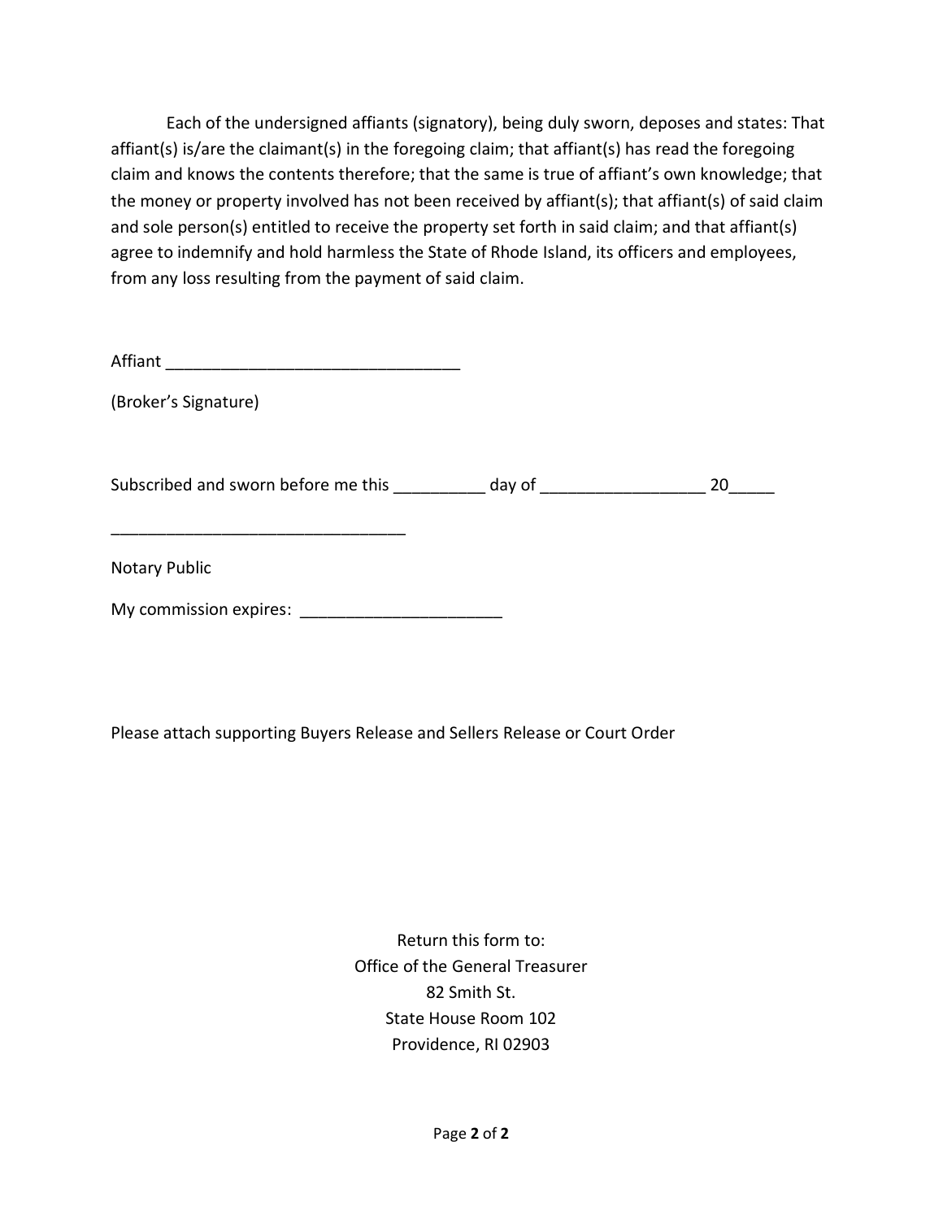Each of the undersigned affiants (signatory), being duly sworn, deposes and states: That affiant(s) is/are the claimant(s) in the foregoing claim; that affiant(s) has read the foregoing claim and knows the contents therefore; that the same is true of affiant's own knowledge; that the money or property involved has not been received by affiant(s); that affiant(s) of said claim and sole person(s) entitled to receive the property set forth in said claim; and that affiant(s) agree to indemnify and hold harmless the State of Rhode Island, its officers and employees, from any loss resulting from the payment of said claim.

Affiant ________________________________

(Broker's Signature)

Subscribed and sworn before me this __________ day of __________________ 20_____

________________________________

Notary Public

My commission expires: ______________________

Please attach supporting Buyers Release and Sellers Release or Court Order

Return this form to:
Office of the General Treasurer
82 Smith St.
State House Room 102
Providence, RI 02903